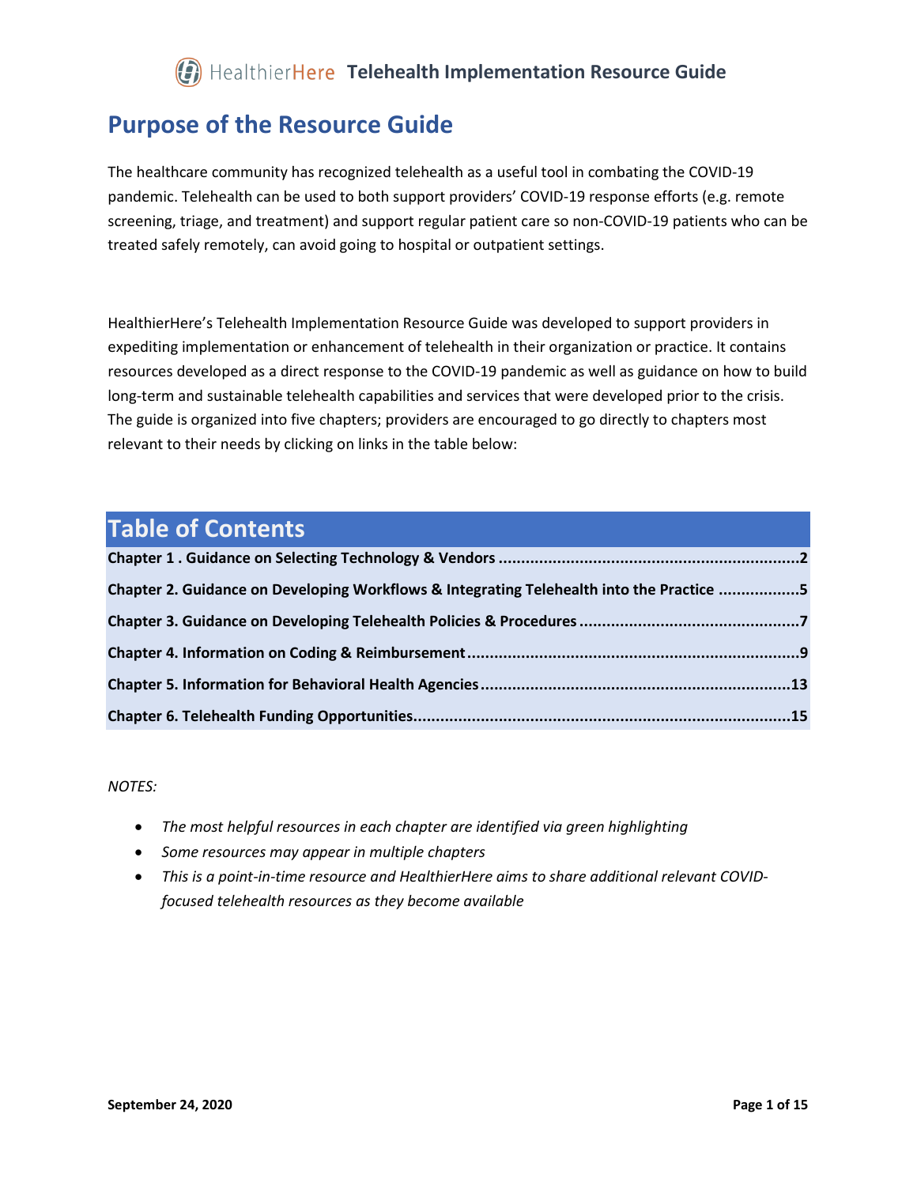# Purpose of the Resource Guide

The healthcare community has recognized telehealth as a useful tool in combating the COVID-19 pandemic. Telehealth can be used to both support providers' COVID-19 response efforts (e.g. remote screening, triage, and treatment) and support regular patient care so non-COVID-19 patients who can be treated safely remotely, can avoid going to hospital or outpatient settings.

HealthierHere's Telehealth Implementation Resource Guide was developed to support providers in expediting implementation or enhancement of telehealth in their organization or practice. It contains resources developed as a direct response to the COVID-19 pandemic as well as guidance on how to build long-term and sustainable telehealth capabilities and services that were developed prior to the crisis. The guide is organized into five chapters; providers are encouraged to go directly to chapters most relevant to their needs by clicking on links in the table below:

## Table of Contents

**Chapter 1 . Guidance on Selecting Technology & Vendors .................................................................2**

**Chapter 2. Guidance on Developing Workflows & Integrating Telehealth into the Practice .................5**

**Chapter 3. Guidance on Developing Telehealth Policies & Procedures ...............................................7**

**Chapter 4. Information on Coding & Reimbursement ........................................................................9**

**Chapter 5. Information for Behavioral Health Agencies ....................................................................13**

**Chapter 6. Telehealth Funding Opportunities..................................................................................15**

*NOTES:*

- *The most helpful resources in each chapter are identified via green highlighting*
- *Some resources may appear in multiple chapters*
- *This is a point-in-time resource and HealthierHere aims to share additional relevant COVID-focused telehealth resources as they become available*

**September 24, 2020**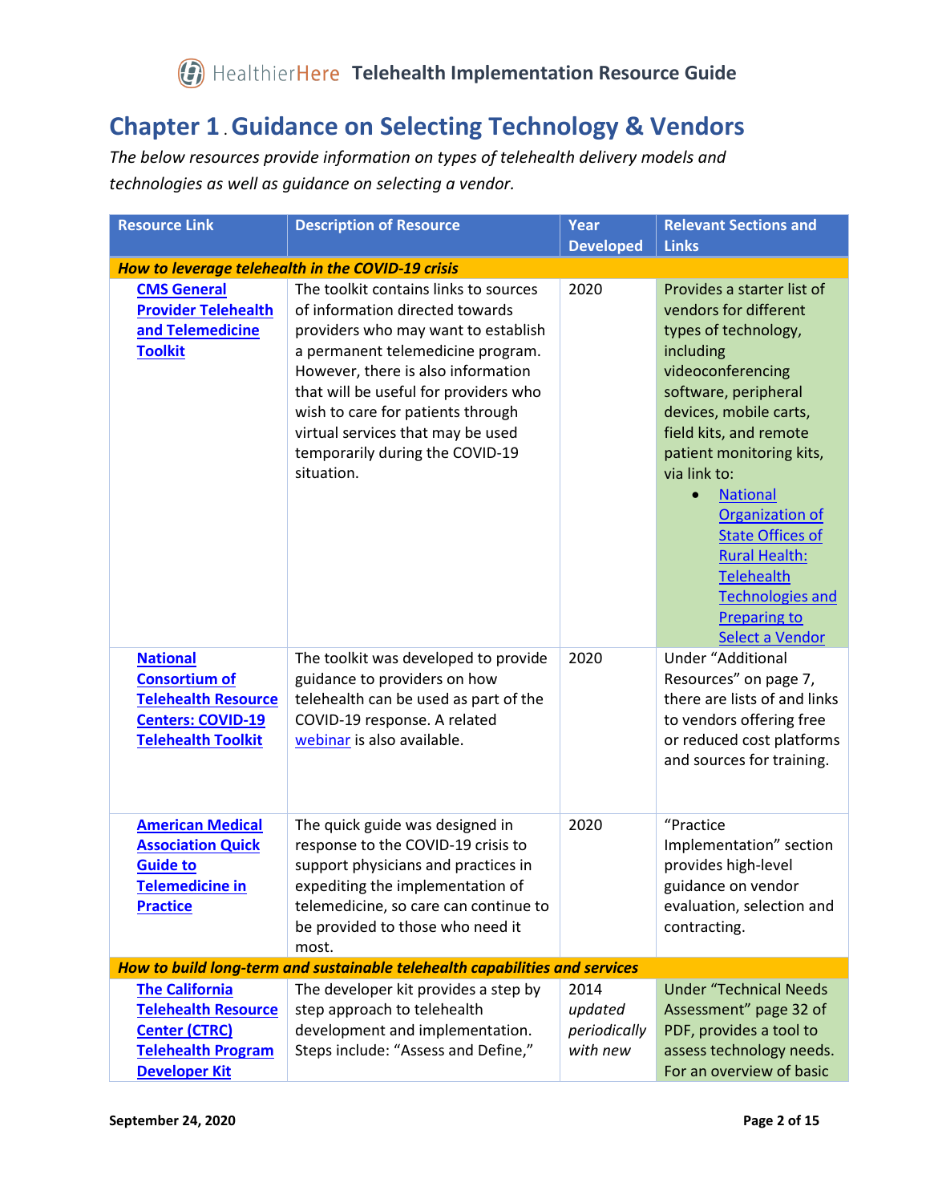# Chapter 1 . Guidance on Selecting Technology & Vendors

*The below resources provide information on types of telehealth delivery models and technologies as well as guidance on selecting a vendor.*

| Resource Link | Description of Resource | Year Developed | Relevant Sections and Links |
|---|---|---|---|
| ***How to leverage telehealth in the COVID-19 crisis*** | | | |
| **CMS General Provider Telehealth and Telemedicine Toolkit** | The toolkit contains links to sources of information directed towards providers who may want to establish a permanent telemedicine program. However, there is also information that will be useful for providers who wish to care for patients through virtual services that may be used temporarily during the COVID-19 situation. | 2020 | Provides a starter list of vendors for different types of technology, including videoconferencing software, peripheral devices, mobile carts, field kits, and remote patient monitoring kits, via link to: <br>• National Organization of State Offices of Rural Health: Telehealth Technologies and Preparing to Select a Vendor |
| **National Consortium of Telehealth Resource Centers: COVID-19 Telehealth Toolkit** | The toolkit was developed to provide guidance to providers on how telehealth can be used as part of the COVID-19 response. A related webinar is also available. | 2020 | Under "Additional Resources" on page 7, there are lists of and links to vendors offering free or reduced cost platforms and sources for training. |
| **American Medical Association Quick Guide to Telemedicine in Practice** | The quick guide was designed in response to the COVID-19 crisis to support physicians and practices in expediting the implementation of telemedicine, so care can continue to be provided to those who need it most. | 2020 | "Practice Implementation" section provides high-level guidance on vendor evaluation, selection and contracting. |
| ***How to build long-term and sustainable telehealth capabilities and services*** | | | |
| **The California Telehealth Resource Center (CTRC) Telehealth Program Developer Kit** | The developer kit provides a step by step approach to telehealth development and implementation. Steps include: "Assess and Define," | 2014 *updated periodically with new* | Under "Technical Needs Assessment" page 32 of PDF, provides a tool to assess technology needs. For an overview of basic |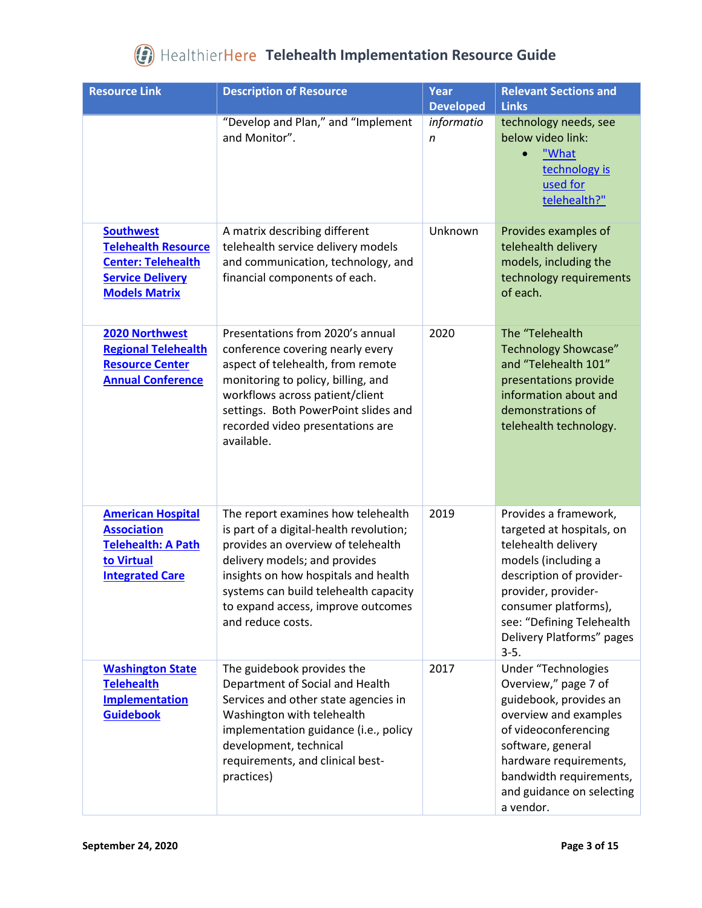| Resource Link | Description of Resource | Year Developed | Relevant Sections and Links |
|---|---|---|---|
| | "Develop and Plan," and "Implement and Monitor". | *information* | technology needs, see below video link: <br>• "What technology is used for telehealth?" |
| **Southwest Telehealth Resource Center: Telehealth Service Delivery Models Matrix** | A matrix describing different telehealth service delivery models and communication, technology, and financial components of each. | Unknown | Provides examples of telehealth delivery models, including the technology requirements of each. |
| **2020 Northwest Regional Telehealth Resource Center Annual Conference** | Presentations from 2020's annual conference covering nearly every aspect of telehealth, from remote monitoring to policy, billing, and workflows across patient/client settings. Both PowerPoint slides and recorded video presentations are available. | 2020 | The "Telehealth Technology Showcase" and "Telehealth 101" presentations provide information about and demonstrations of telehealth technology. |
| **American Hospital Association Telehealth: A Path to Virtual Integrated Care** | The report examines how telehealth is part of a digital-health revolution; provides an overview of telehealth delivery models; and provides insights on how hospitals and health systems can build telehealth capacity to expand access, improve outcomes and reduce costs. | 2019 | Provides a framework, targeted at hospitals, on telehealth delivery models (including a description of provider-provider, provider-consumer platforms), see: "Defining Telehealth Delivery Platforms" pages 3-5. |
| **Washington State Telehealth Implementation Guidebook** | The guidebook provides the Department of Social and Health Services and other state agencies in Washington with telehealth implementation guidance (i.e., policy development, technical requirements, and clinical best-practices) | 2017 | Under "Technologies Overview," page 7 of guidebook, provides an overview and examples of videoconferencing software, general hardware requirements, bandwidth requirements, and guidance on selecting a vendor. |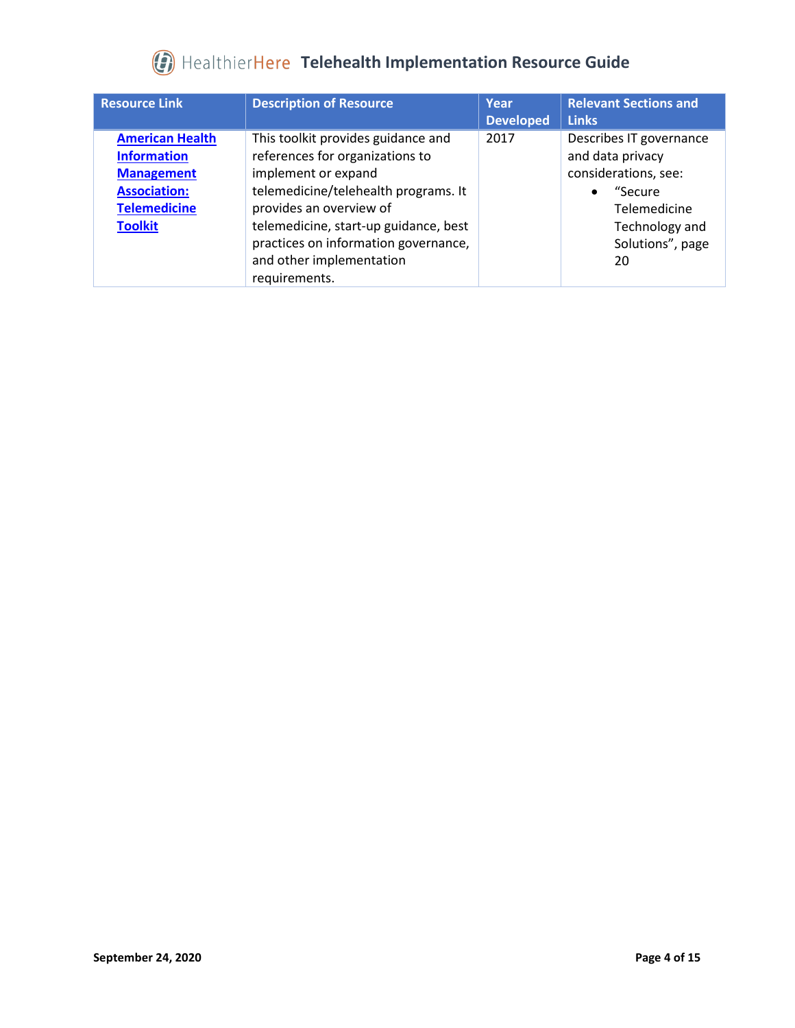| Resource Link | Description of Resource | Year Developed | Relevant Sections and Links |
|---|---|---|---|
| **American Health Information Management Association: Telemedicine Toolkit** | This toolkit provides guidance and references for organizations to implement or expand telemedicine/telehealth programs. It provides an overview of telemedicine, start-up guidance, best practices on information governance, and other implementation requirements. | 2017 | Describes IT governance and data privacy considerations, see: • "Secure Telemedicine Technology and Solutions", page 20 |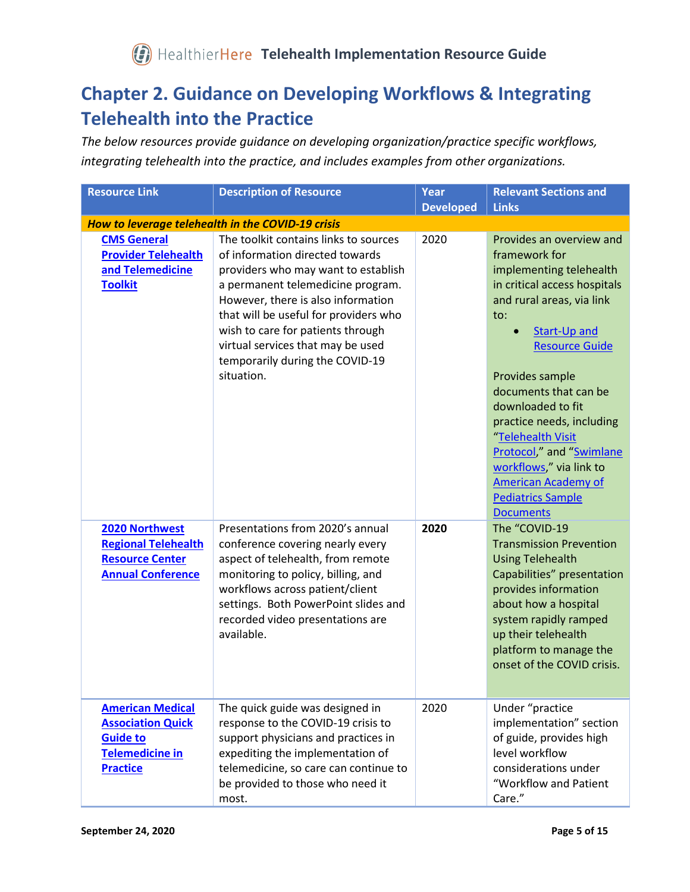# Chapter 2. Guidance on Developing Workflows & Integrating Telehealth into the Practice

*The below resources provide guidance on developing organization/practice specific workflows, integrating telehealth into the practice, and includes examples from other organizations.*

| Resource Link | Description of Resource | Year Developed | Relevant Sections and Links |
| --- | --- | --- | --- |
| ***How to leverage telehealth in the COVID-19 crisis*** | | | |
| **CMS General Provider Telehealth and Telemedicine Toolkit** | The toolkit contains links to sources of information directed towards providers who may want to establish a permanent telemedicine program. However, there is also information that will be useful for providers who wish to care for patients through virtual services that may be used temporarily during the COVID-19 situation. | 2020 | Provides an overview and framework for implementing telehealth in critical access hospitals and rural areas, via link to: <br>• Start-Up and Resource Guide <br><br>Provides sample documents that can be downloaded to fit practice needs, including "Telehealth Visit Protocol," and "Swimlane workflows," via link to American Academy of Pediatrics Sample Documents |
| **2020 Northwest Regional Telehealth Resource Center Annual Conference** | Presentations from 2020's annual conference covering nearly every aspect of telehealth, from remote monitoring to policy, billing, and workflows across patient/client settings. Both PowerPoint slides and recorded video presentations are available. | **2020** | The "COVID-19 Transmission Prevention Using Telehealth Capabilities" presentation provides information about how a hospital system rapidly ramped up their telehealth platform to manage the onset of the COVID crisis. |
| **American Medical Association Quick Guide to Telemedicine in Practice** | The quick guide was designed in response to the COVID-19 crisis to support physicians and practices in expediting the implementation of telemedicine, so care can continue to be provided to those who need it most. | 2020 | Under "practice implementation" section of guide, provides high level workflow considerations under "Workflow and Patient Care." |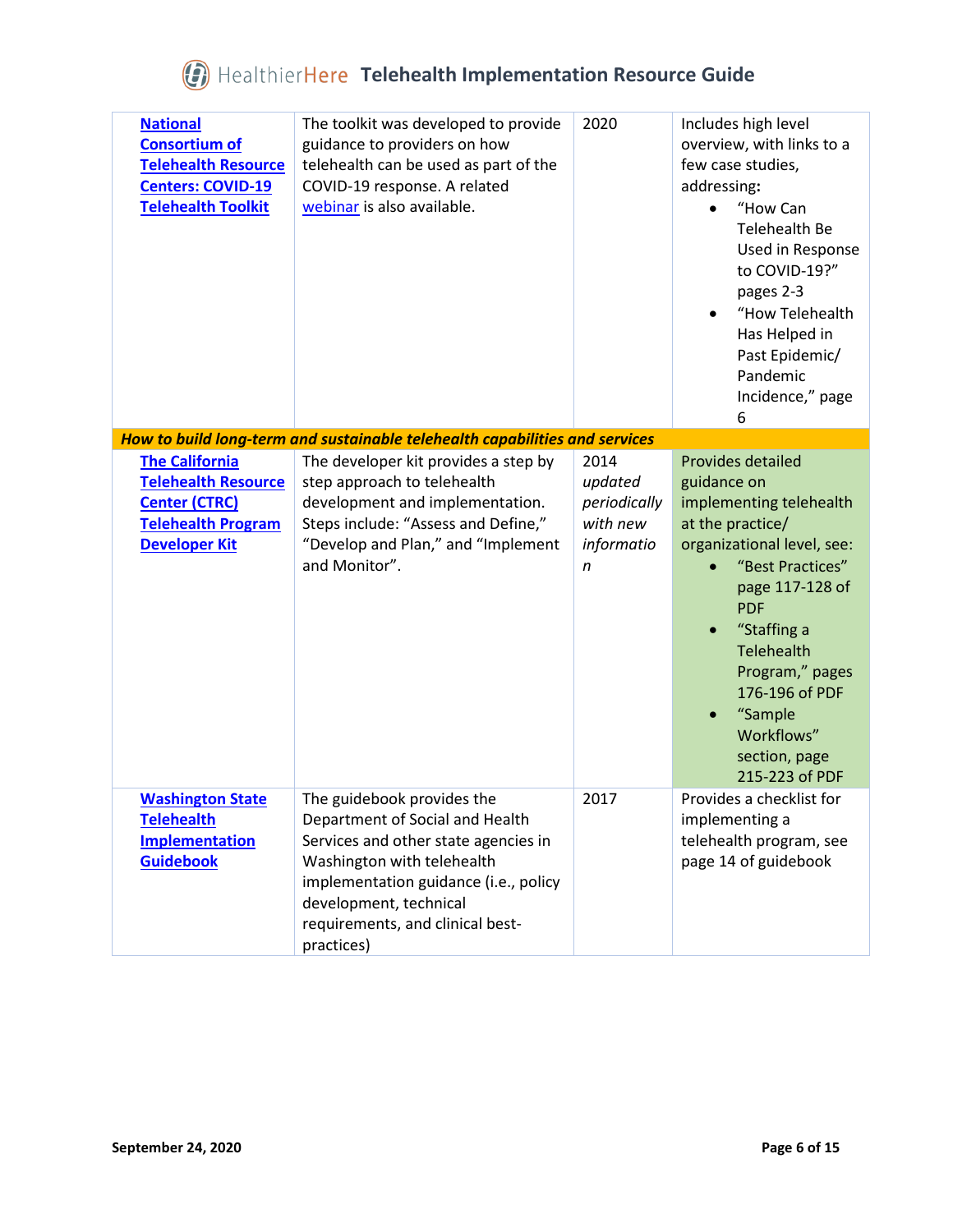| | | | |
|---|---|---|---|
| **National Consortium of Telehealth Resource Centers: COVID-19 Telehealth Toolkit** | The toolkit was developed to provide guidance to providers on how telehealth can be used as part of the COVID-19 response. A related webinar is also available. | 2020 | Includes high level overview, with links to a few case studies, addressing: <br>• "How Can Telehealth Be Used in Response to COVID-19?" pages 2-3 <br>• "How Telehealth Has Helped in Past Epidemic/ Pandemic Incidence," page 6 |
| ***How to build long-term and sustainable telehealth capabilities and services*** | | | |
| **The California Telehealth Resource Center (CTRC) Telehealth Program Developer Kit** | The developer kit provides a step by step approach to telehealth development and implementation. Steps include: "Assess and Define," "Develop and Plan," and "Implement and Monitor". | 2014 *updated periodically with new information* | Provides detailed guidance on implementing telehealth at the practice/ organizational level, see: <br>• "Best Practices" page 117-128 of PDF <br>• "Staffing a Telehealth Program," pages 176-196 of PDF <br>• "Sample Workflows" section, page 215-223 of PDF |
| **Washington State Telehealth Implementation Guidebook** | The guidebook provides the Department of Social and Health Services and other state agencies in Washington with telehealth implementation guidance (i.e., policy development, technical requirements, and clinical best-practices) | 2017 | Provides a checklist for implementing a telehealth program, see page 14 of guidebook |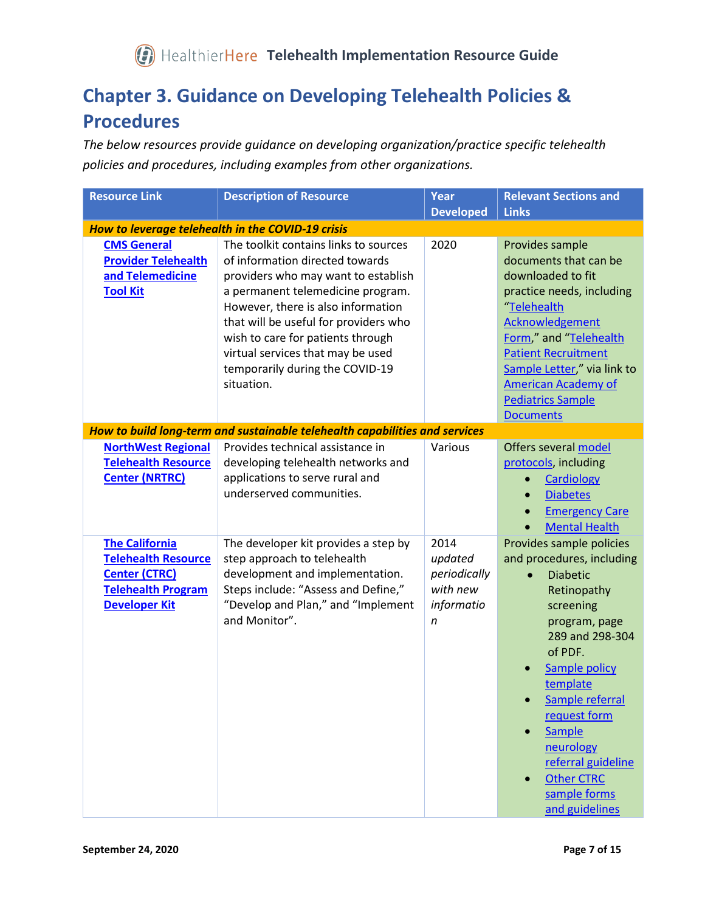# Chapter 3. Guidance on Developing Telehealth Policies & Procedures

*The below resources provide guidance on developing organization/practice specific telehealth policies and procedures, including examples from other organizations.*

| Resource Link | Description of Resource | Year Developed | Relevant Sections and Links |
|---|---|---|---|
| ***How to leverage telehealth in the COVID-19 crisis*** | | | |
| **CMS General Provider Telehealth and Telemedicine Tool Kit** | The toolkit contains links to sources of information directed towards providers who may want to establish a permanent telemedicine program. However, there is also information that will be useful for providers who wish to care for patients through virtual services that may be used temporarily during the COVID-19 situation. | 2020 | Provides sample documents that can be downloaded to fit practice needs, including "Telehealth Acknowledgement Form," and "Telehealth Patient Recruitment Sample Letter," via link to American Academy of Pediatrics Sample Documents |
| ***How to build long-term and sustainable telehealth capabilities and services*** | | | |
| **NorthWest Regional Telehealth Resource Center (NRTRC)** | Provides technical assistance in developing telehealth networks and applications to serve rural and underserved communities. | Various | Offers several model protocols, including<br>• Cardiology<br>• Diabetes<br>• Emergency Care<br>• Mental Health |
| **The California Telehealth Resource Center (CTRC) Telehealth Program Developer Kit** | The developer kit provides a step by step approach to telehealth development and implementation. Steps include: "Assess and Define," "Develop and Plan," and "Implement and Monitor". | 2014 *updated periodically with new information* | Provides sample policies and procedures, including<br>• Diabetic Retinopathy screening program, page 289 and 298-304 of PDF.<br>• Sample policy template<br>• Sample referral request form<br>• Sample neurology referral guideline<br>• Other CTRC sample forms and guidelines |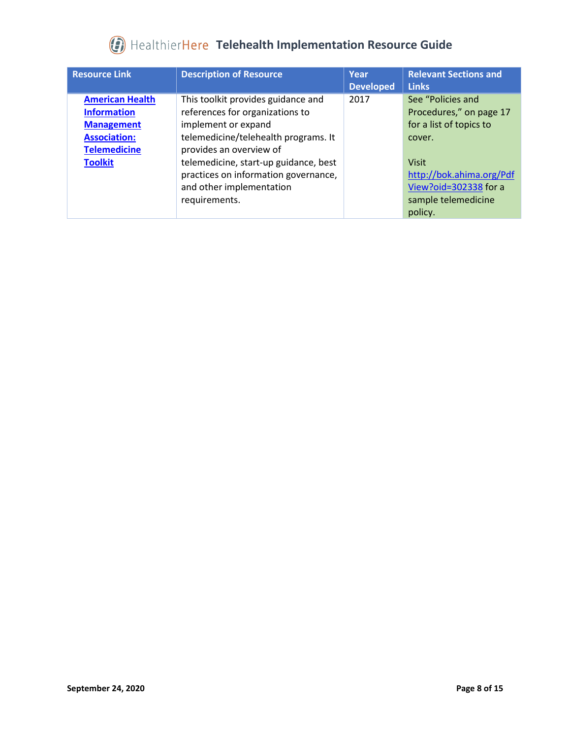| Resource Link | Description of Resource | Year Developed | Relevant Sections and Links |
| --- | --- | --- | --- |
| **American Health Information Management Association: Telemedicine Toolkit** | This toolkit provides guidance and references for organizations to implement or expand telemedicine/telehealth programs. It provides an overview of telemedicine, start-up guidance, best practices on information governance, and other implementation requirements. | 2017 | See "Policies and Procedures," on page 17 for a list of topics to cover.<br><br>Visit http://bok.ahima.org/PdfView?oid=302338 for a sample telemedicine policy. |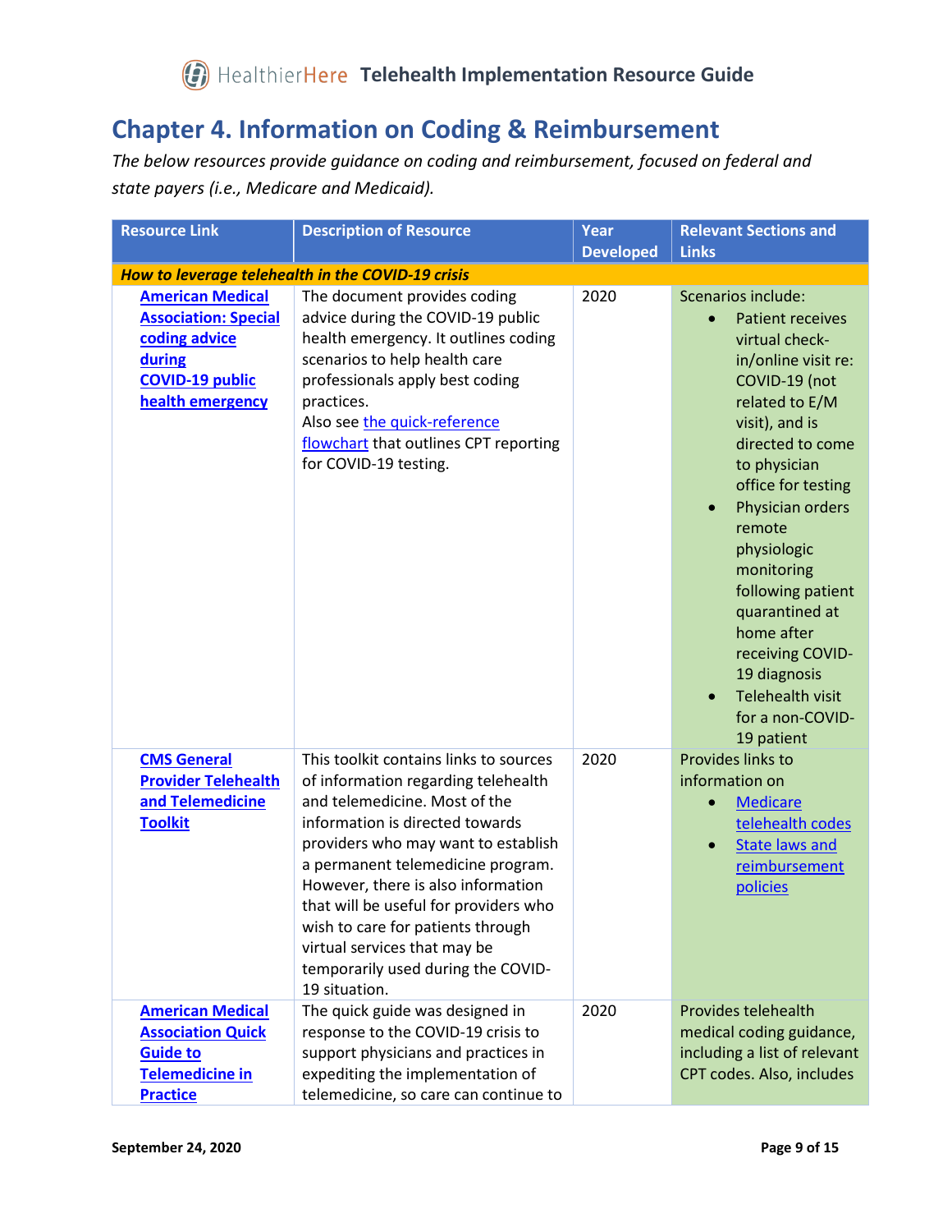# Chapter 4. Information on Coding & Reimbursement

*The below resources provide guidance on coding and reimbursement, focused on federal and state payers (i.e., Medicare and Medicaid).*

| Resource Link | Description of Resource | Year Developed | Relevant Sections and Links |
|---|---|---|---|
| ***How to leverage telehealth in the COVID-19 crisis*** | | | |
| **American Medical Association: Special coding advice during COVID-19 public health emergency** | The document provides coding advice during the COVID-19 public health emergency. It outlines coding scenarios to help health care professionals apply best coding practices. Also see the quick-reference flowchart that outlines CPT reporting for COVID-19 testing. | 2020 | Scenarios include: <ul><li>Patient receives virtual check-in/online visit re: COVID-19 (not related to E/M visit), and is directed to come to physician office for testing</li><li>Physician orders remote physiologic monitoring following patient quarantined at home after receiving COVID-19 diagnosis</li><li>Telehealth visit for a non-COVID-19 patient</li></ul> |
| **CMS General Provider Telehealth and Telemedicine Toolkit** | This toolkit contains links to sources of information regarding telehealth and telemedicine. Most of the information is directed towards providers who may want to establish a permanent telemedicine program. However, there is also information that will be useful for providers who wish to care for patients through virtual services that may be temporarily used during the COVID-19 situation. | 2020 | Provides links to information on <ul><li>Medicare telehealth codes</li><li>State laws and reimbursement policies</li></ul> |
| **American Medical Association Quick Guide to Telemedicine in Practice** | The quick guide was designed in response to the COVID-19 crisis to support physicians and practices in expediting the implementation of telemedicine, so care can continue to | 2020 | Provides telehealth medical coding guidance, including a list of relevant CPT codes. Also, includes |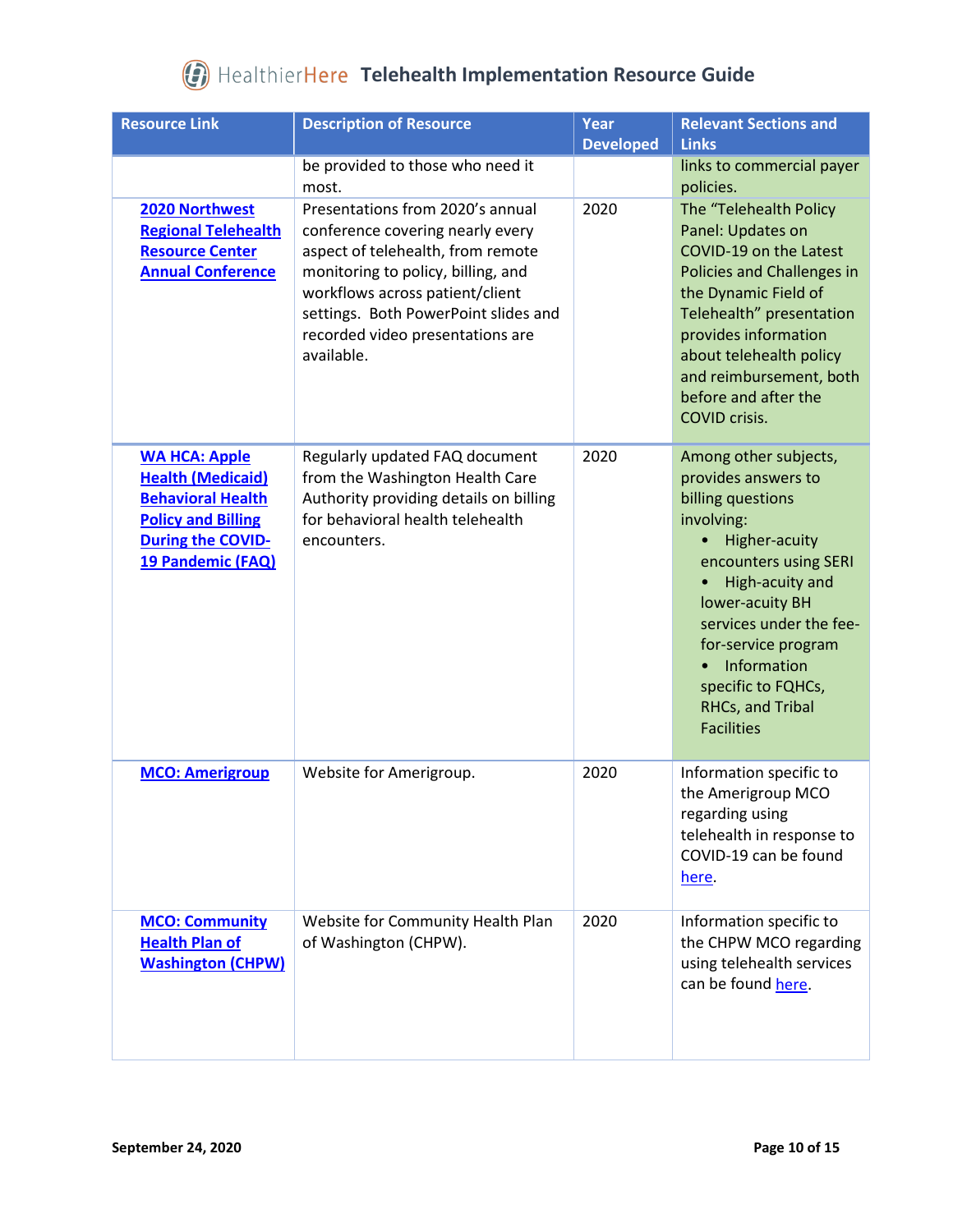| Resource Link | Description of Resource | Year Developed | Relevant Sections and Links |
|---|---|---|---|
| | be provided to those who need it most. | | links to commercial payer policies. |
| **2020 Northwest Regional Telehealth Resource Center Annual Conference** | Presentations from 2020's annual conference covering nearly every aspect of telehealth, from remote monitoring to policy, billing, and workflows across patient/client settings. Both PowerPoint slides and recorded video presentations are available. | 2020 | The "Telehealth Policy Panel: Updates on COVID-19 on the Latest Policies and Challenges in the Dynamic Field of Telehealth" presentation provides information about telehealth policy and reimbursement, both before and after the COVID crisis. |
| **WA HCA: Apple Health (Medicaid) Behavioral Health Policy and Billing During the COVID-19 Pandemic (FAQ)** | Regularly updated FAQ document from the Washington Health Care Authority providing details on billing for behavioral health telehealth encounters. | 2020 | Among other subjects, provides answers to billing questions involving: <br>• Higher-acuity encounters using SERI <br>• High-acuity and lower-acuity BH services under the fee-for-service program <br>• Information specific to FQHCs, RHCs, and Tribal Facilities |
| **MCO: Amerigroup** | Website for Amerigroup. | 2020 | Information specific to the Amerigroup MCO regarding using telehealth in response to COVID-19 can be found here. |
| **MCO: Community Health Plan of Washington (CHPW)** | Website for Community Health Plan of Washington (CHPW). | 2020 | Information specific to the CHPW MCO regarding using telehealth services can be found here. |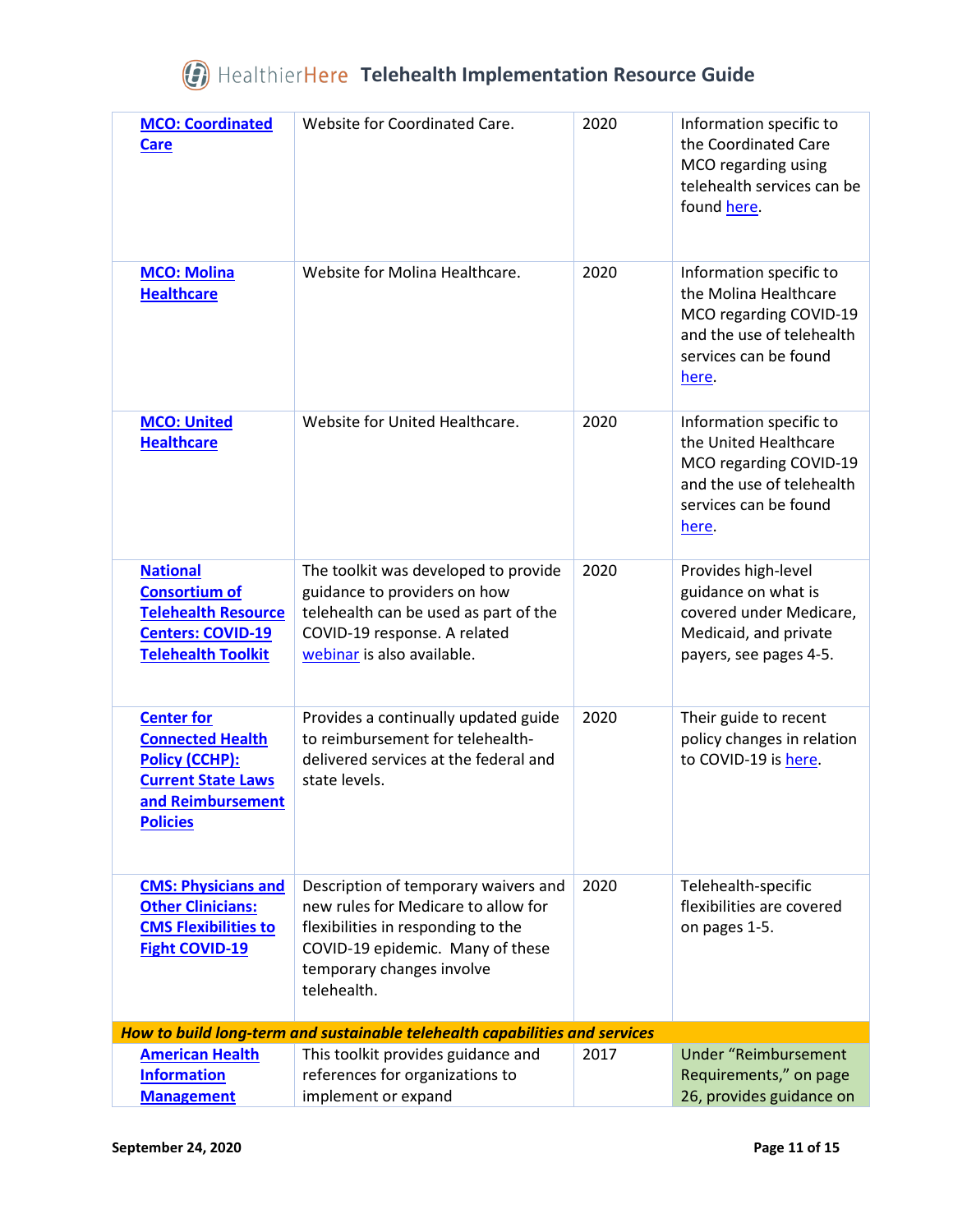| | | | |
|---|---|---|---|
| **MCO: Coordinated Care** | Website for Coordinated Care. | 2020 | Information specific to the Coordinated Care MCO regarding using telehealth services can be found here. |
| **MCO: Molina Healthcare** | Website for Molina Healthcare. | 2020 | Information specific to the Molina Healthcare MCO regarding COVID-19 and the use of telehealth services can be found here. |
| **MCO: United Healthcare** | Website for United Healthcare. | 2020 | Information specific to the United Healthcare MCO regarding COVID-19 and the use of telehealth services can be found here. |
| **National Consortium of Telehealth Resource Centers: COVID-19 Telehealth Toolkit** | The toolkit was developed to provide guidance to providers on how telehealth can be used as part of the COVID-19 response. A related webinar is also available. | 2020 | Provides high-level guidance on what is covered under Medicare, Medicaid, and private payers, see pages 4-5. |
| **Center for Connected Health Policy (CCHP): Current State Laws and Reimbursement Policies** | Provides a continually updated guide to reimbursement for telehealth-delivered services at the federal and state levels. | 2020 | Their guide to recent policy changes in relation to COVID-19 is here. |
| **CMS: Physicians and Other Clinicians: CMS Flexibilities to Fight COVID-19** | Description of temporary waivers and new rules for Medicare to allow for flexibilities in responding to the COVID-19 epidemic. Many of these temporary changes involve telehealth. | 2020 | Telehealth-specific flexibilities are covered on pages 1-5. |
| ***How to build long-term and sustainable telehealth capabilities and services*** | | | |
| **American Health Information Management** | This toolkit provides guidance and references for organizations to implement or expand | 2017 | Under "Reimbursement Requirements," on page 26, provides guidance on |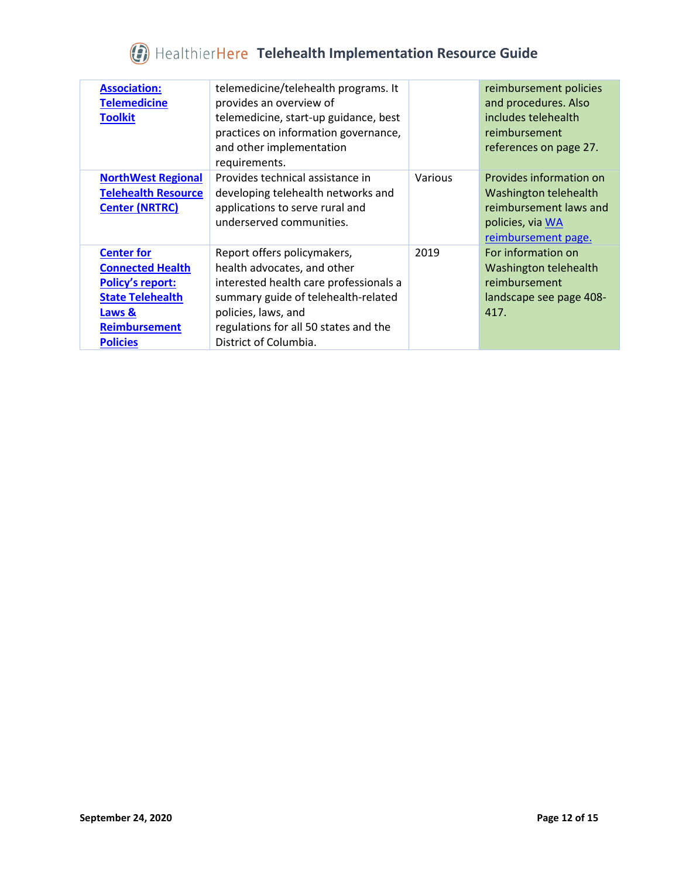| | | | |
|---|---|---|---|
| **Association: Telemedicine Toolkit** | telemedicine/telehealth programs. It provides an overview of telemedicine, start-up guidance, best practices on information governance, and other implementation requirements. | | reimbursement policies and procedures. Also includes telehealth reimbursement references on page 27. |
| **NorthWest Regional Telehealth Resource Center (NRTRC)** | Provides technical assistance in developing telehealth networks and applications to serve rural and underserved communities. | Various | Provides information on Washington telehealth reimbursement laws and policies, via WA reimbursement page. |
| **Center for Connected Health Policy's report: State Telehealth Laws & Reimbursement Policies** | Report offers policymakers, health advocates, and other interested health care professionals a summary guide of telehealth-related policies, laws, and regulations for all 50 states and the District of Columbia. | 2019 | For information on Washington telehealth reimbursement landscape see page 408-417. |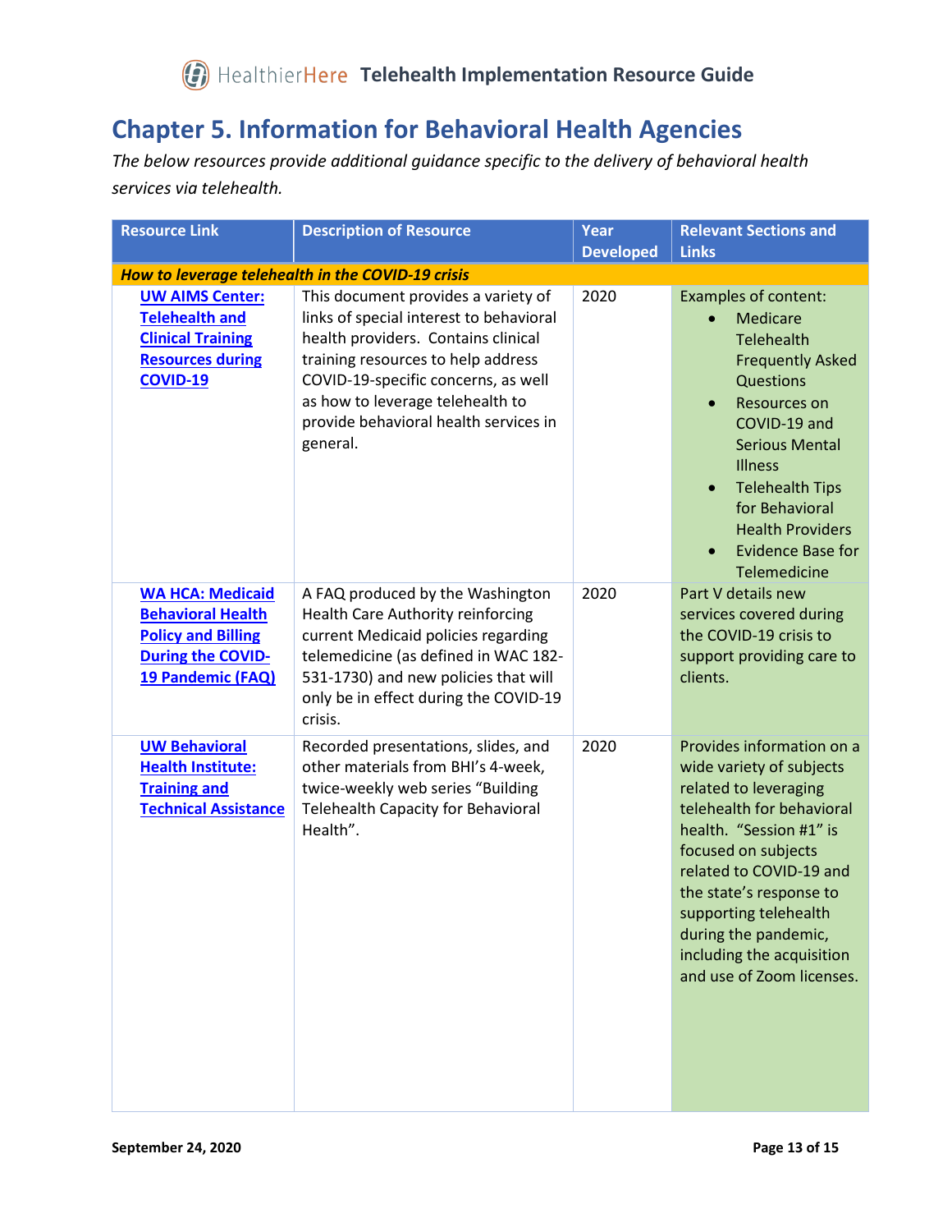# Chapter 5. Information for Behavioral Health Agencies

*The below resources provide additional guidance specific to the delivery of behavioral health services via telehealth.*

| Resource Link | Description of Resource | Year Developed | Relevant Sections and Links |
|---|---|---|---|
| ***How to leverage telehealth in the COVID-19 crisis*** | | | |
| **UW AIMS Center: Telehealth and Clinical Training Resources during COVID-19** | This document provides a variety of links of special interest to behavioral health providers. Contains clinical training resources to help address COVID-19-specific concerns, as well as how to leverage telehealth to provide behavioral health services in general. | 2020 | Examples of content: <br>• Medicare Telehealth Frequently Asked Questions <br>• Resources on COVID-19 and Serious Mental Illness <br>• Telehealth Tips for Behavioral Health Providers <br>• Evidence Base for Telemedicine |
| **WA HCA: Medicaid Behavioral Health Policy and Billing During the COVID-19 Pandemic (FAQ)** | A FAQ produced by the Washington Health Care Authority reinforcing current Medicaid policies regarding telemedicine (as defined in WAC 182-531-1730) and new policies that will only be in effect during the COVID-19 crisis. | 2020 | Part V details new services covered during the COVID-19 crisis to support providing care to clients. |
| **UW Behavioral Health Institute: Training and Technical Assistance** | Recorded presentations, slides, and other materials from BHI's 4-week, twice-weekly web series "Building Telehealth Capacity for Behavioral Health". | 2020 | Provides information on a wide variety of subjects related to leveraging telehealth for behavioral health. "Session #1" is focused on subjects related to COVID-19 and the state's response to supporting telehealth during the pandemic, including the acquisition and use of Zoom licenses. |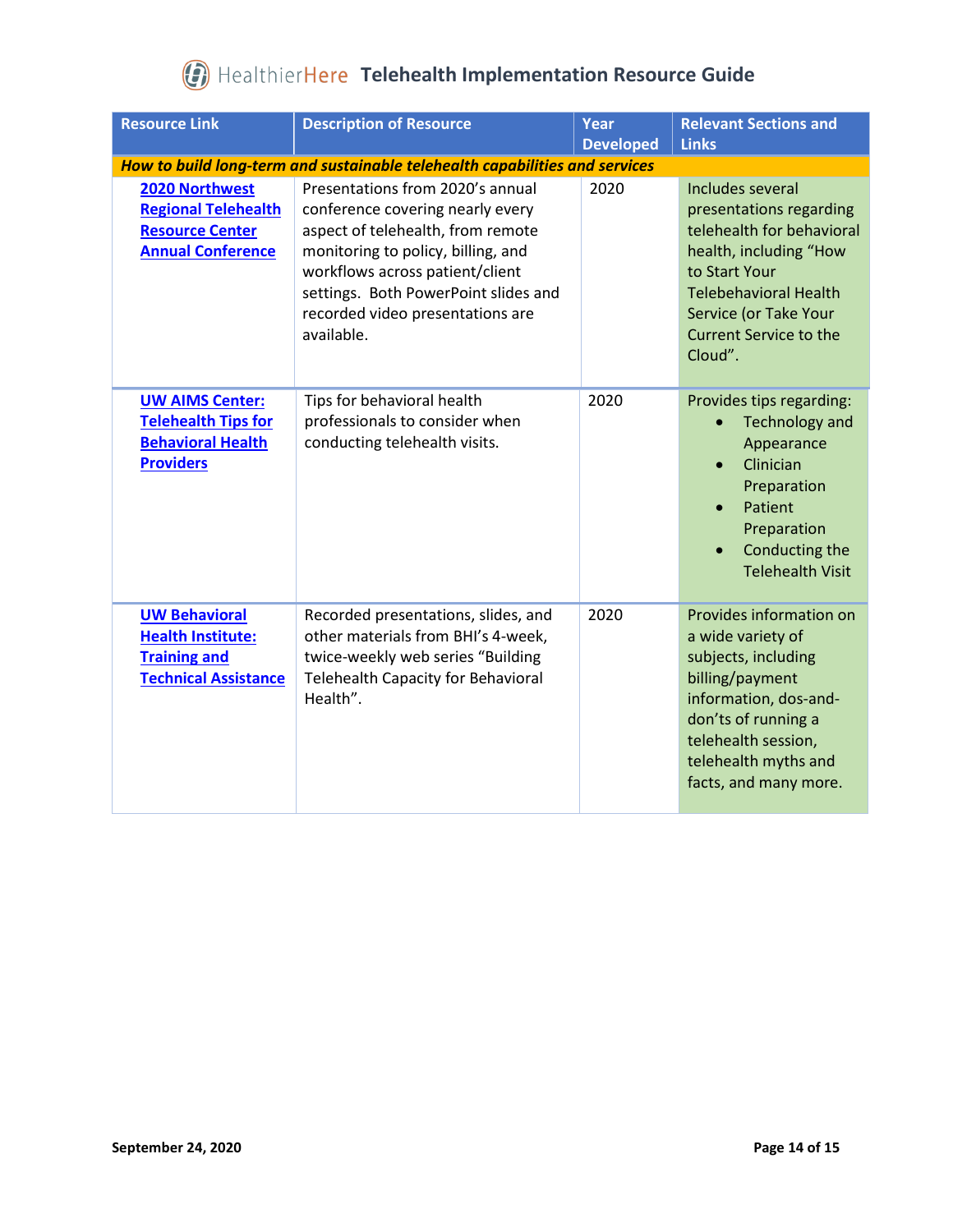| Resource Link | Description of Resource | Year Developed | Relevant Sections and Links |
|---|---|---|---|
| ***How to build long-term and sustainable telehealth capabilities and services*** | | | |
| **2020 Northwest Regional Telehealth Resource Center Annual Conference** | Presentations from 2020's annual conference covering nearly every aspect of telehealth, from remote monitoring to policy, billing, and workflows across patient/client settings. Both PowerPoint slides and recorded video presentations are available. | 2020 | Includes several presentations regarding telehealth for behavioral health, including "How to Start Your Telebehavioral Health Service (or Take Your Current Service to the Cloud". |
| **UW AIMS Center: Telehealth Tips for Behavioral Health Providers** | Tips for behavioral health professionals to consider when conducting telehealth visits. | 2020 | Provides tips regarding: <br>• Technology and Appearance <br>• Clinician Preparation <br>• Patient Preparation <br>• Conducting the Telehealth Visit |
| **UW Behavioral Health Institute: Training and Technical Assistance** | Recorded presentations, slides, and other materials from BHI's 4-week, twice-weekly web series "Building Telehealth Capacity for Behavioral Health". | 2020 | Provides information on a wide variety of subjects, including billing/payment information, dos-and-don'ts of running a telehealth session, telehealth myths and facts, and many more. |

**September 24, 2020**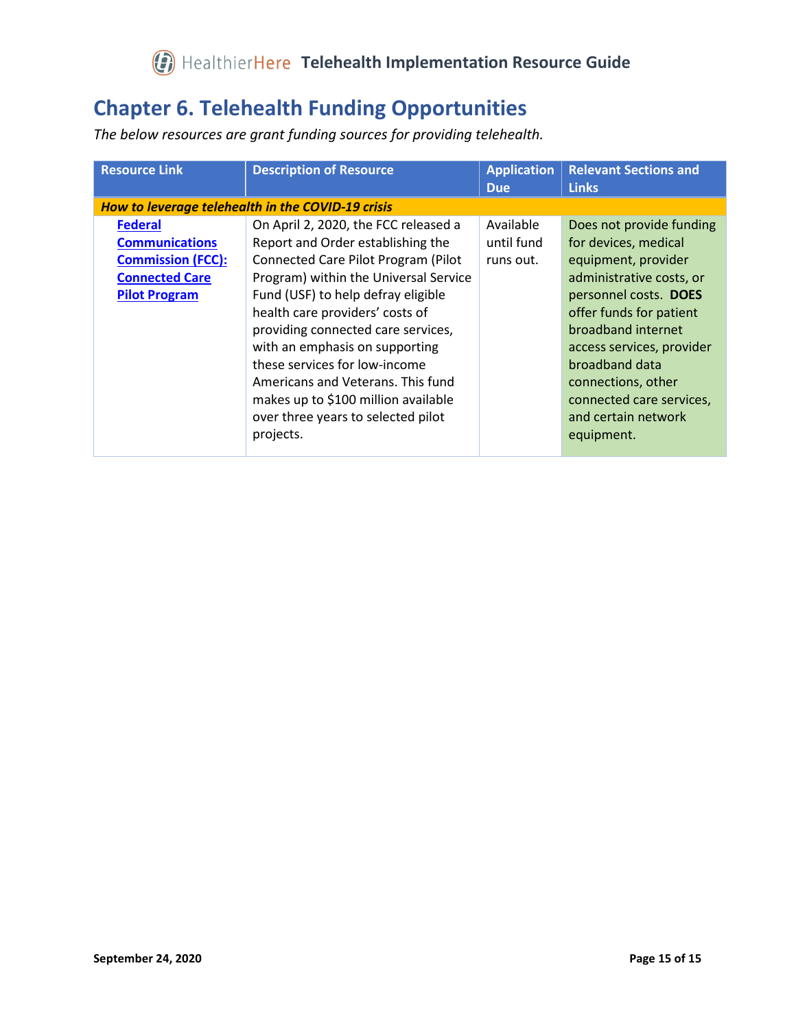## Chapter 6. Telehealth Funding Opportunities

*The below resources are grant funding sources for providing telehealth.*

| Resource Link | Description of Resource | Application Due | Relevant Sections and Links |
|---|---|---|---|
| ***How to leverage telehealth in the COVID-19 crisis*** | | | |
| **Federal Communications Commission (FCC): Connected Care Pilot Program** | On April 2, 2020, the FCC released a Report and Order establishing the Connected Care Pilot Program (Pilot Program) within the Universal Service Fund (USF) to help defray eligible health care providers' costs of providing connected care services, with an emphasis on supporting these services for low-income Americans and Veterans. This fund makes up to $100 million available over three years to selected pilot projects. | Available until fund runs out. | Does not provide funding for devices, medical equipment, provider administrative costs, or personnel costs. **DOES** offer funds for patient broadband internet access services, provider broadband data connections, other connected care services, and certain network equipment. |